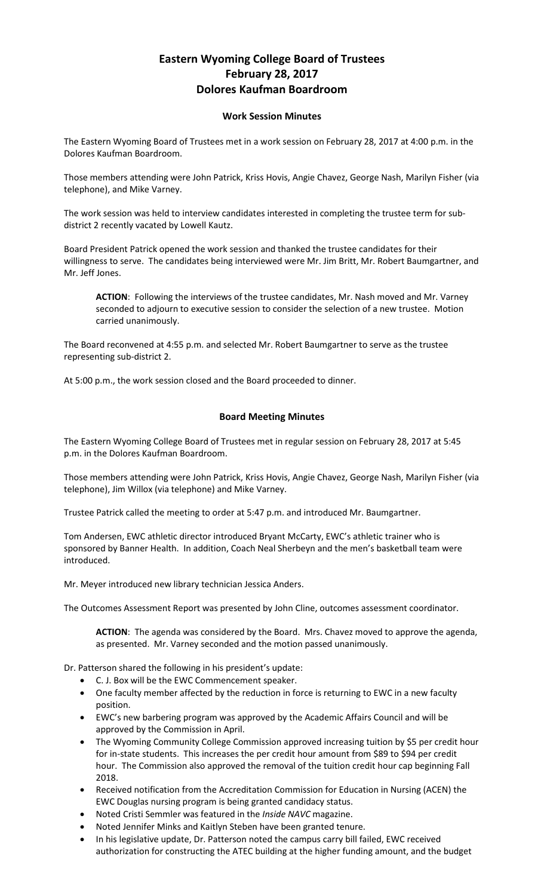# Eastern Wyoming College Board of Trustees
# February 28, 2017
# Dolores Kaufman Boardroom

### Work Session Minutes

The Eastern Wyoming Board of Trustees met in a work session on February 28, 2017 at 4:00 p.m. in the Dolores Kaufman Boardroom.

Those members attending were John Patrick, Kriss Hovis, Angie Chavez, George Nash, Marilyn Fisher (via telephone), and Mike Varney.

The work session was held to interview candidates interested in completing the trustee term for sub-district 2 recently vacated by Lowell Kautz.

Board President Patrick opened the work session and thanked the trustee candidates for their willingness to serve. The candidates being interviewed were Mr. Jim Britt, Mr. Robert Baumgartner, and Mr. Jeff Jones.

> **ACTION**: Following the interviews of the trustee candidates, Mr. Nash moved and Mr. Varney seconded to adjourn to executive session to consider the selection of a new trustee. Motion carried unanimously.

The Board reconvened at 4:55 p.m. and selected Mr. Robert Baumgartner to serve as the trustee representing sub-district 2.

At 5:00 p.m., the work session closed and the Board proceeded to dinner.

### Board Meeting Minutes

The Eastern Wyoming College Board of Trustees met in regular session on February 28, 2017 at 5:45 p.m. in the Dolores Kaufman Boardroom.

Those members attending were John Patrick, Kriss Hovis, Angie Chavez, George Nash, Marilyn Fisher (via telephone), Jim Willox (via telephone) and Mike Varney.

Trustee Patrick called the meeting to order at 5:47 p.m. and introduced Mr. Baumgartner.

Tom Andersen, EWC athletic director introduced Bryant McCarty, EWC's athletic trainer who is sponsored by Banner Health. In addition, Coach Neal Sherbeyn and the men's basketball team were introduced.

Mr. Meyer introduced new library technician Jessica Anders.

The Outcomes Assessment Report was presented by John Cline, outcomes assessment coordinator.

> **ACTION**: The agenda was considered by the Board. Mrs. Chavez moved to approve the agenda, as presented. Mr. Varney seconded and the motion passed unanimously.

Dr. Patterson shared the following in his president's update:

- C. J. Box will be the EWC Commencement speaker.
- One faculty member affected by the reduction in force is returning to EWC in a new faculty position.
- EWC's new barbering program was approved by the Academic Affairs Council and will be approved by the Commission in April.
- The Wyoming Community College Commission approved increasing tuition by $5 per credit hour for in-state students. This increases the per credit hour amount from $89 to $94 per credit hour. The Commission also approved the removal of the tuition credit hour cap beginning Fall 2018.
- Received notification from the Accreditation Commission for Education in Nursing (ACEN) the EWC Douglas nursing program is being granted candidacy status.
- Noted Cristi Semmler was featured in the *Inside NAVC* magazine.
- Noted Jennifer Minks and Kaitlyn Steben have been granted tenure.
- In his legislative update, Dr. Patterson noted the campus carry bill failed, EWC received authorization for constructing the ATEC building at the higher funding amount, and the budget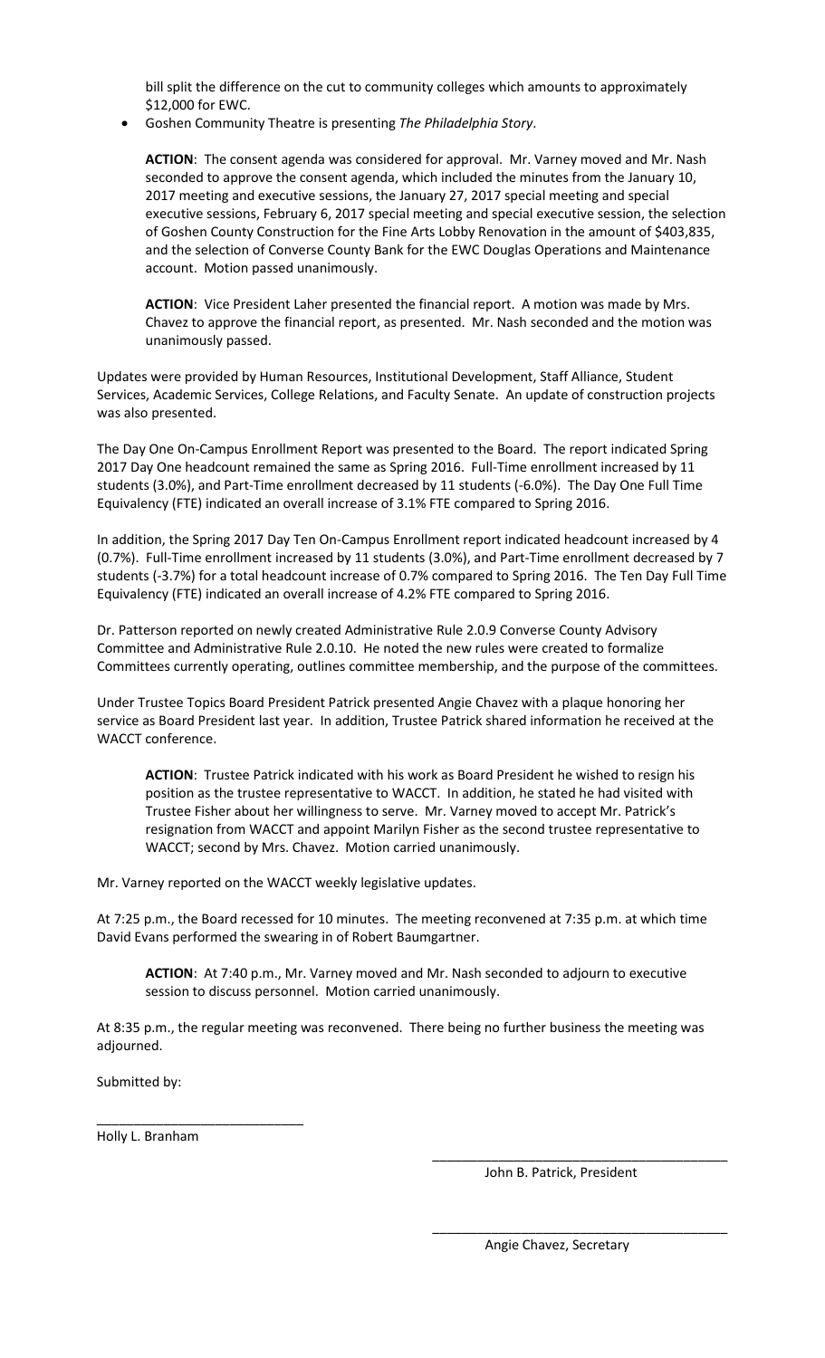bill split the difference on the cut to community colleges which amounts to approximately $12,000 for EWC.

- Goshen Community Theatre is presenting *The Philadelphia Story*.

**ACTION**: The consent agenda was considered for approval. Mr. Varney moved and Mr. Nash seconded to approve the consent agenda, which included the minutes from the January 10, 2017 meeting and executive sessions, the January 27, 2017 special meeting and special executive sessions, February 6, 2017 special meeting and special executive session, the selection of Goshen County Construction for the Fine Arts Lobby Renovation in the amount of $403,835, and the selection of Converse County Bank for the EWC Douglas Operations and Maintenance account. Motion passed unanimously.

**ACTION**: Vice President Laher presented the financial report. A motion was made by Mrs. Chavez to approve the financial report, as presented. Mr. Nash seconded and the motion was unanimously passed.

Updates were provided by Human Resources, Institutional Development, Staff Alliance, Student Services, Academic Services, College Relations, and Faculty Senate. An update of construction projects was also presented.

The Day One On-Campus Enrollment Report was presented to the Board. The report indicated Spring 2017 Day One headcount remained the same as Spring 2016. Full-Time enrollment increased by 11 students (3.0%), and Part-Time enrollment decreased by 11 students (-6.0%). The Day One Full Time Equivalency (FTE) indicated an overall increase of 3.1% FTE compared to Spring 2016.

In addition, the Spring 2017 Day Ten On-Campus Enrollment report indicated headcount increased by 4 (0.7%). Full-Time enrollment increased by 11 students (3.0%), and Part-Time enrollment decreased by 7 students (-3.7%) for a total headcount increase of 0.7% compared to Spring 2016. The Ten Day Full Time Equivalency (FTE) indicated an overall increase of 4.2% FTE compared to Spring 2016.

Dr. Patterson reported on newly created Administrative Rule 2.0.9 Converse County Advisory Committee and Administrative Rule 2.0.10. He noted the new rules were created to formalize Committees currently operating, outlines committee membership, and the purpose of the committees.

Under Trustee Topics Board President Patrick presented Angie Chavez with a plaque honoring her service as Board President last year. In addition, Trustee Patrick shared information he received at the WACCT conference.

**ACTION**: Trustee Patrick indicated with his work as Board President he wished to resign his position as the trustee representative to WACCT. In addition, he stated he had visited with Trustee Fisher about her willingness to serve. Mr. Varney moved to accept Mr. Patrick's resignation from WACCT and appoint Marilyn Fisher as the second trustee representative to WACCT; second by Mrs. Chavez. Motion carried unanimously.

Mr. Varney reported on the WACCT weekly legislative updates.

At 7:25 p.m., the Board recessed for 10 minutes. The meeting reconvened at 7:35 p.m. at which time David Evans performed the swearing in of Robert Baumgartner.

**ACTION**: At 7:40 p.m., Mr. Varney moved and Mr. Nash seconded to adjourn to executive session to discuss personnel. Motion carried unanimously.

At 8:35 p.m., the regular meeting was reconvened. There being no further business the meeting was adjourned.

Submitted by:

\_\_\_\_\_\_\_\_\_\_\_\_\_\_\_\_\_\_\_\_\_\_\_\_\_\_\_\_
Holly L. Branham

\_\_\_\_\_\_\_\_\_\_\_\_\_\_\_\_\_\_\_\_\_\_\_\_\_\_\_\_\_\_\_\_\_\_\_\_\_\_\_\_
John B. Patrick, President

\_\_\_\_\_\_\_\_\_\_\_\_\_\_\_\_\_\_\_\_\_\_\_\_\_\_\_\_\_\_\_\_\_\_\_\_\_\_\_\_
Angie Chavez, Secretary